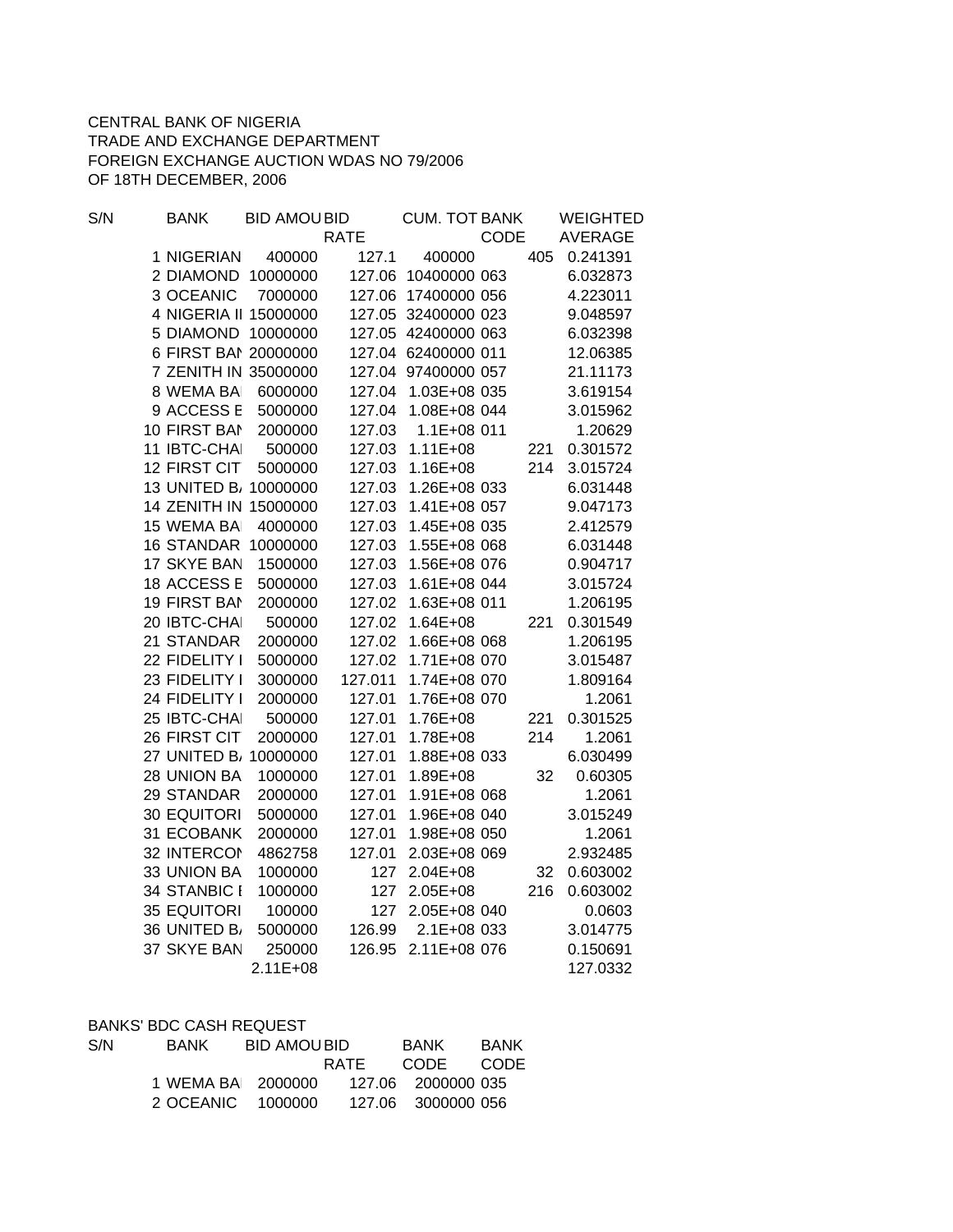CENTRAL BANK OF NIGERIA
TRADE AND EXCHANGE DEPARTMENT
FOREIGN EXCHANGE AUCTION WDAS NO 79/2006
OF 18TH DECEMBER, 2006

| S/N | BANK | BID AMOU | BID RATE | CUM. TOT | BANK CODE | WEIGHTED AVERAGE |
|---|---|---|---|---|---|---|
| 1 | NIGERIAN | 400000 | 127.1 | 400000 | 405 | 0.241391 |
| 2 | DIAMOND | 10000000 | 127.06 | 10400000 | 063 | 6.032873 |
| 3 | OCEANIC | 7000000 | 127.06 | 17400000 | 056 | 4.223011 |
| 4 | NIGERIA I | 15000000 | 127.05 | 32400000 | 023 | 9.048597 |
| 5 | DIAMOND | 10000000 | 127.05 | 42400000 | 063 | 6.032398 |
| 6 | FIRST BAN | 20000000 | 127.04 | 62400000 | 011 | 12.06385 |
| 7 | ZENITH IN | 35000000 | 127.04 | 97400000 | 057 | 21.11173 |
| 8 | WEMA BA | 6000000 | 127.04 | 1.03E+08 | 035 | 3.619154 |
| 9 | ACCESS E | 5000000 | 127.04 | 1.08E+08 | 044 | 3.015962 |
| 10 | FIRST BAN | 2000000 | 127.03 | 1.1E+08 | 011 | 1.20629 |
| 11 | IBTC-CHA | 500000 | 127.03 | 1.11E+08 | 221 | 0.301572 |
| 12 | FIRST CIT | 5000000 | 127.03 | 1.16E+08 | 214 | 3.015724 |
| 13 | UNITED B | 10000000 | 127.03 | 1.26E+08 | 033 | 6.031448 |
| 14 | ZENITH IN | 15000000 | 127.03 | 1.41E+08 | 057 | 9.047173 |
| 15 | WEMA BA | 4000000 | 127.03 | 1.45E+08 | 035 | 2.412579 |
| 16 | STANDAR | 10000000 | 127.03 | 1.55E+08 | 068 | 6.031448 |
| 17 | SKYE BAN | 1500000 | 127.03 | 1.56E+08 | 076 | 0.904717 |
| 18 | ACCESS E | 5000000 | 127.03 | 1.61E+08 | 044 | 3.015724 |
| 19 | FIRST BAN | 2000000 | 127.02 | 1.63E+08 | 011 | 1.206195 |
| 20 | IBTC-CHA | 500000 | 127.02 | 1.64E+08 | 221 | 0.301549 |
| 21 | STANDAR | 2000000 | 127.02 | 1.66E+08 | 068 | 1.206195 |
| 22 | FIDELITY I | 5000000 | 127.02 | 1.71E+08 | 070 | 3.015487 |
| 23 | FIDELITY I | 3000000 | 127.011 | 1.74E+08 | 070 | 1.809164 |
| 24 | FIDELITY I | 2000000 | 127.01 | 1.76E+08 | 070 | 1.2061 |
| 25 | IBTC-CHA | 500000 | 127.01 | 1.76E+08 | 221 | 0.301525 |
| 26 | FIRST CIT | 2000000 | 127.01 | 1.78E+08 | 214 | 1.2061 |
| 27 | UNITED B | 10000000 | 127.01 | 1.88E+08 | 033 | 6.030499 |
| 28 | UNION BA | 1000000 | 127.01 | 1.89E+08 | 32 | 0.60305 |
| 29 | STANDAR | 2000000 | 127.01 | 1.91E+08 | 068 | 1.2061 |
| 30 | EQUITORI | 5000000 | 127.01 | 1.96E+08 | 040 | 3.015249 |
| 31 | ECOBANK | 2000000 | 127.01 | 1.98E+08 | 050 | 1.2061 |
| 32 | INTERCON | 4862758 | 127.01 | 2.03E+08 | 069 | 2.932485 |
| 33 | UNION BA | 1000000 | 127 | 2.04E+08 | 32 | 0.603002 |
| 34 | STANBIC I | 1000000 | 127 | 2.05E+08 | 216 | 0.603002 |
| 35 | EQUITORI | 100000 | 127 | 2.05E+08 | 040 | 0.0603 |
| 36 | UNITED B | 5000000 | 126.99 | 2.1E+08 | 033 | 3.014775 |
| 37 | SKYE BAN | 250000 | 126.95 | 2.11E+08 | 076 | 0.150691 |
| | | 2.11E+08 | | | | 127.0332 |

BANKS' BDC CASH REQUEST

| S/N | BANK | BID AMOU | BID RATE | BANK CODE | BANK CODE |
|---|---|---|---|---|---|
| 1 | WEMA BA | 2000000 | 127.06 | 2000000 | 035 |
| 2 | OCEANIC | 1000000 | 127.06 | 3000000 | 056 |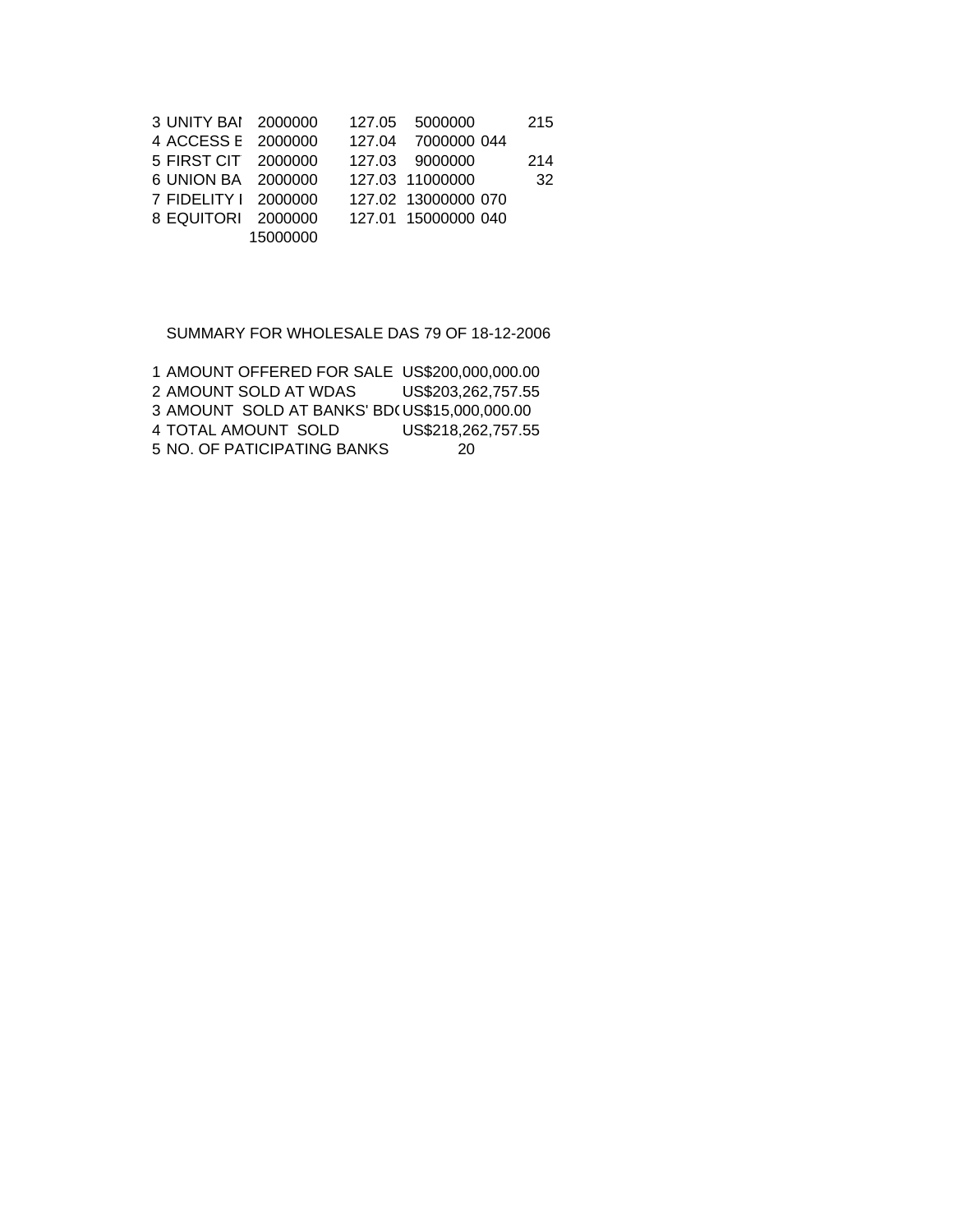| | | | | | |
|---|---|---|---|---|---|
| 3 | UNITY BAI | 2000000 | 127.05 | 5000000 | 215 |
| 4 | ACCESS E | 2000000 | 127.04 | 7000000 044 | |
| 5 | FIRST CIT | 2000000 | 127.03 | 9000000 | 214 |
| 6 | UNION BA | 2000000 | 127.03 | 11000000 | 32 |
| 7 | FIDELITY I | 2000000 | 127.02 | 13000000 070 | |
| 8 | EQUITORI | 2000000 | 127.01 | 15000000 040 | |
| | | 15000000 | | | |

SUMMARY FOR WHOLESALE DAS 79 OF 18-12-2006

| | | |
|---|---|---|
| 1 | AMOUNT OFFERED FOR SALE | US$200,000,000.00 |
| 2 | AMOUNT SOLD AT WDAS | US$203,262,757.55 |
| 3 | AMOUNT SOLD AT BANKS' BD( | US$15,000,000.00 |
| 4 | TOTAL AMOUNT SOLD | US$218,262,757.55 |
| 5 | NO. OF PATICIPATING BANKS | 20 |